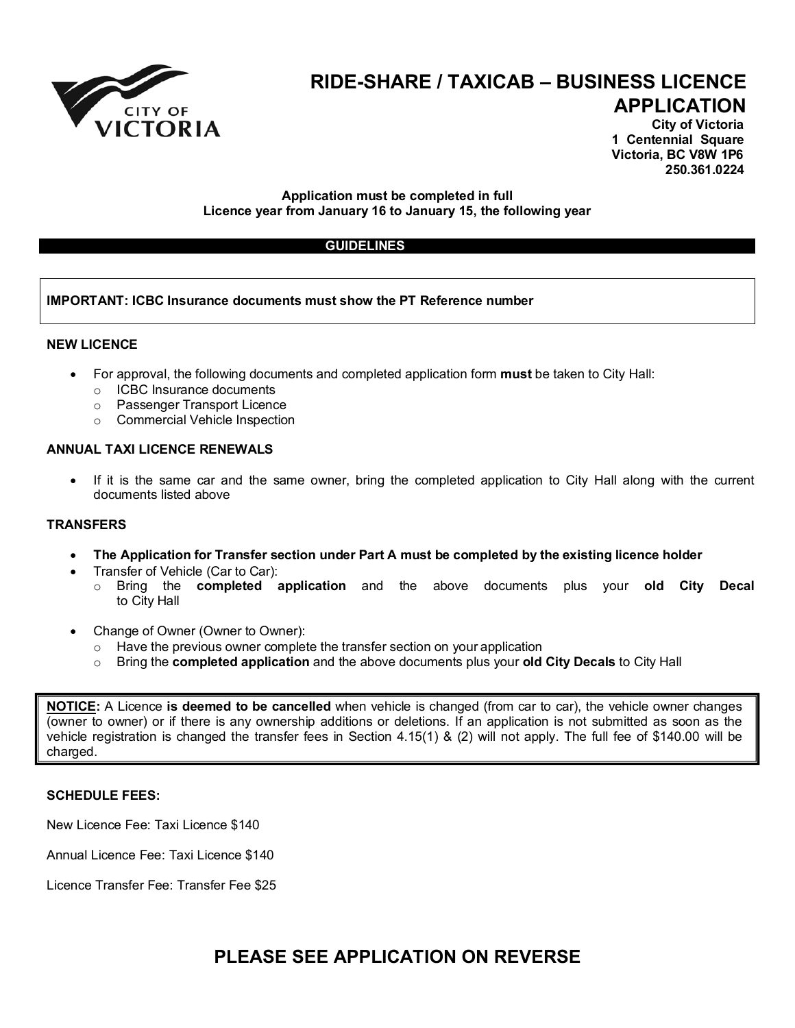# RIDE-SHARE / TAXICAB – BUSINESS LICENCE APPLICATION

**City of Victoria**
**1 Centennial Square**
**Victoria, BC V8W 1P6**
**250.361.0224**

**Application must be completed in full**
**Licence year from January 16 to January 15, the following year**

## GUIDELINES

**IMPORTANT: ICBC Insurance documents must show the PT Reference number**

### NEW LICENCE

- For approval, the following documents and completed application form **must** be taken to City Hall:
  - ICBC Insurance documents
  - Passenger Transport Licence
  - Commercial Vehicle Inspection

### ANNUAL TAXI LICENCE RENEWALS

- If it is the same car and the same owner, bring the completed application to City Hall along with the current documents listed above

### TRANSFERS

- **The Application for Transfer section under Part A must be completed by the existing licence holder**
- Transfer of Vehicle (Car to Car):
  - Bring the **completed application** and the above documents plus your **old City Decal** to City Hall
- Change of Owner (Owner to Owner):
  - Have the previous owner complete the transfer section on your application
  - Bring the **completed application** and the above documents plus your **old City Decals** to City Hall

**NOTICE:** A Licence **is deemed to be cancelled** when vehicle is changed (from car to car), the vehicle owner changes (owner to owner) or if there is any ownership additions or deletions. If an application is not submitted as soon as the vehicle registration is changed the transfer fees in Section 4.15(1) & (2) will not apply. The full fee of $140.00 will be charged.

### SCHEDULE FEES:

New Licence Fee: Taxi Licence $140

Annual Licence Fee: Taxi Licence $140

Licence Transfer Fee: Transfer Fee $25

## PLEASE SEE APPLICATION ON REVERSE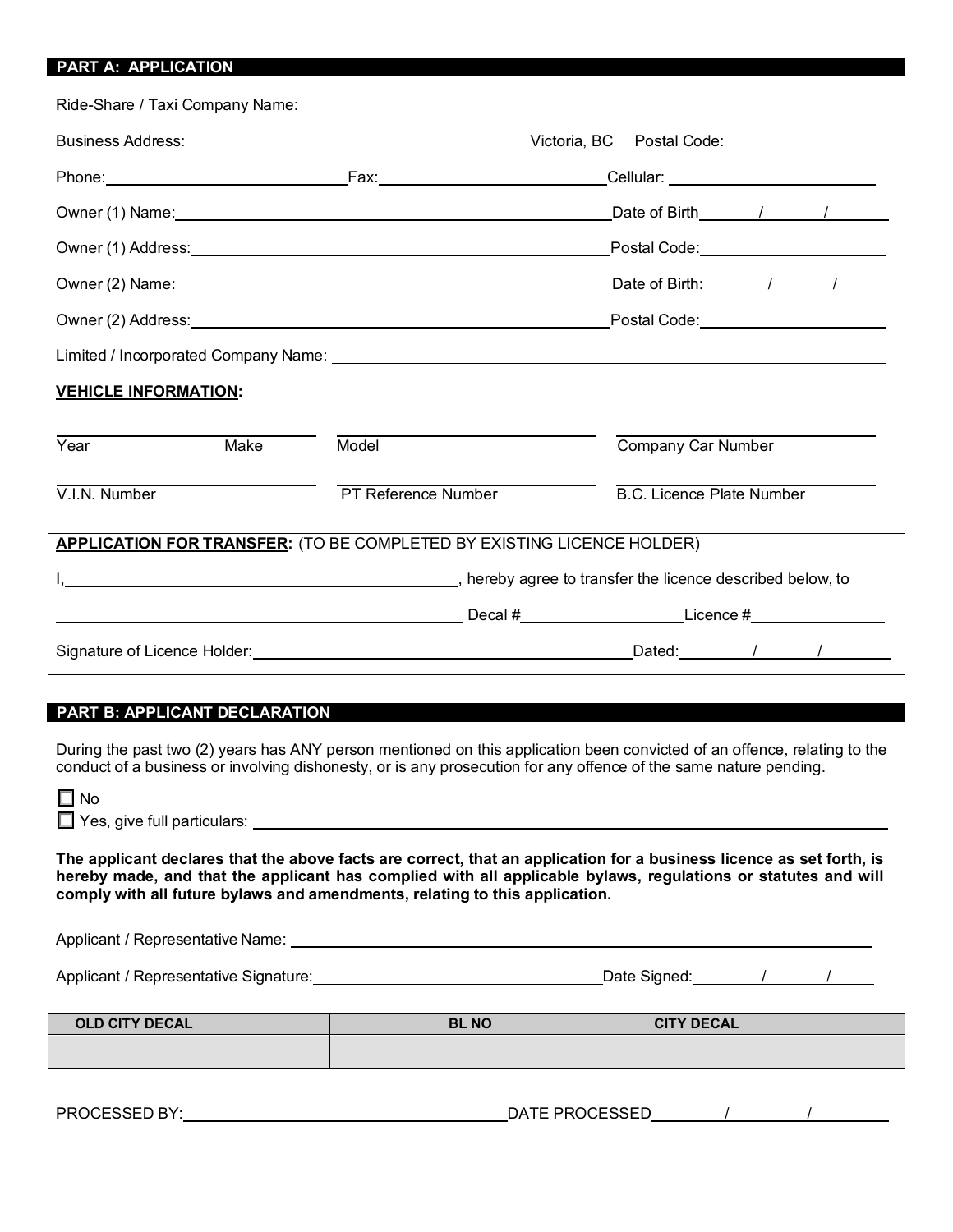## PART A: APPLICATION

Ride-Share / Taxi Company Name: ______________________________

Business Address: ______________________________ Victoria, BC Postal Code: ______________

Phone: ______________ Fax: ______________ Cellular: ______________

Owner (1) Name: ______________________________ Date of Birth ____/____/____

Owner (1) Address: ______________________________ Postal Code: ______________

Owner (2) Name: ______________________________ Date of Birth: ____/____/____

Owner (2) Address: ______________________________ Postal Code: ______________

Limited / Incorporated Company Name: ______________________________

**VEHICLE INFORMATION:**

| | | | |
|---|---|---|---|
| Year | Make | Model | Company Car Number |
| V.I.N. Number | | PT Reference Number | B.C. Licence Plate Number |

**APPLICATION FOR TRANSFER:** (TO BE COMPLETED BY EXISTING LICENCE HOLDER)

I, ______________________________, hereby agree to transfer the licence described below, to

______________________________ Decal # ______________ Licence # ______________

Signature of Licence Holder: ______________________________ Dated: ____/____/____

## PART B: APPLICANT DECLARATION

During the past two (2) years has ANY person mentioned on this application been convicted of an offence, relating to the conduct of a business or involving dishonesty, or is any prosecution for any offence of the same nature pending.

☐ No
☐ Yes, give full particulars: ______________________________

**The applicant declares that the above facts are correct, that an application for a business licence as set forth, is hereby made, and that the applicant has complied with all applicable bylaws, regulations or statutes and will comply with all future bylaws and amendments, relating to this application.**

Applicant / Representative Name: ______________________________

Applicant / Representative Signature: ______________________________ Date Signed: ____/____/____

| OLD CITY DECAL | BL NO | CITY DECAL |
|---|---|---|
| | | |

PROCESSED BY: ______________________________ DATE PROCESSED ____/____/____